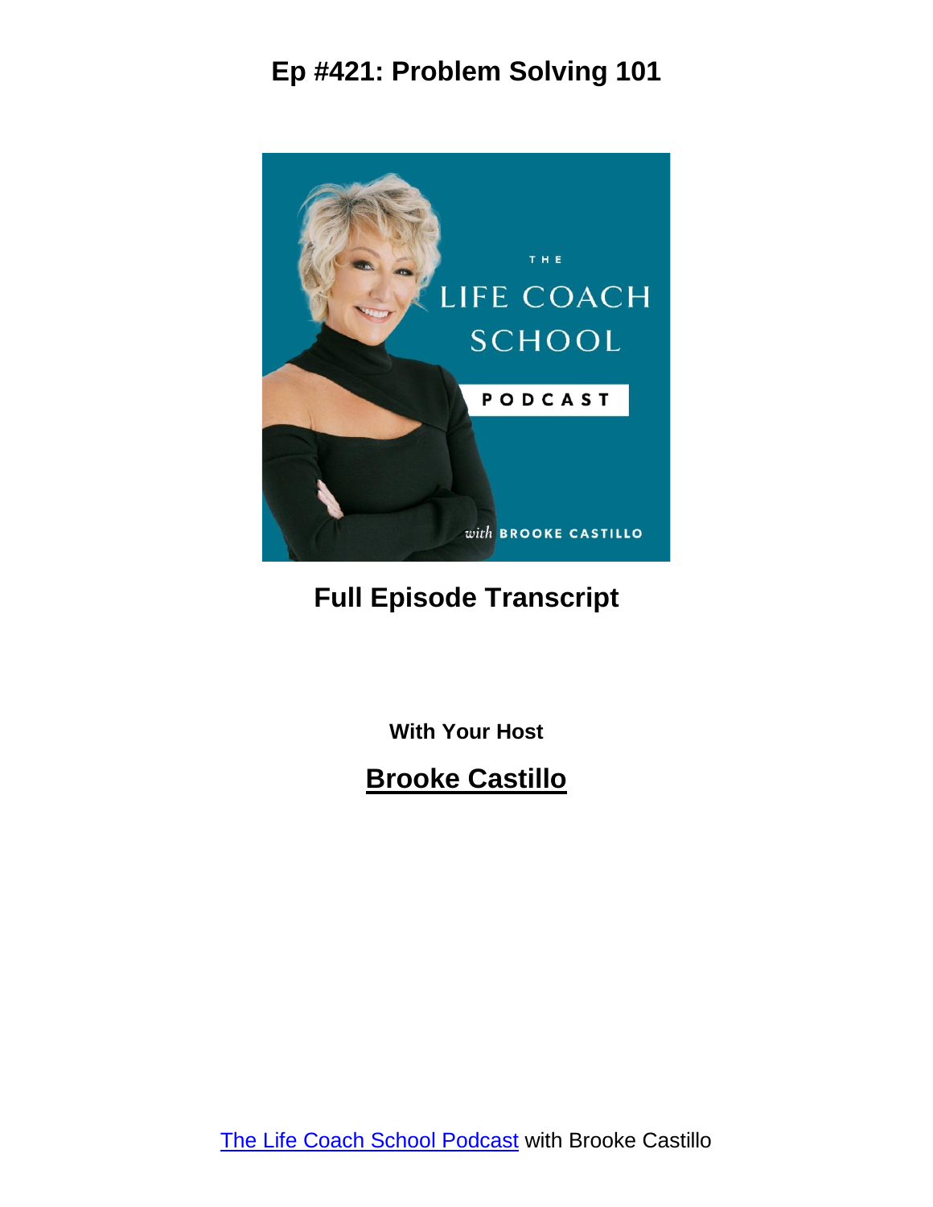# Ep #421: Problem Solving 101

## Full Episode Transcript

**With Your Host**

## Brooke Castillo

The Life Coach School Podcast with Brooke Castillo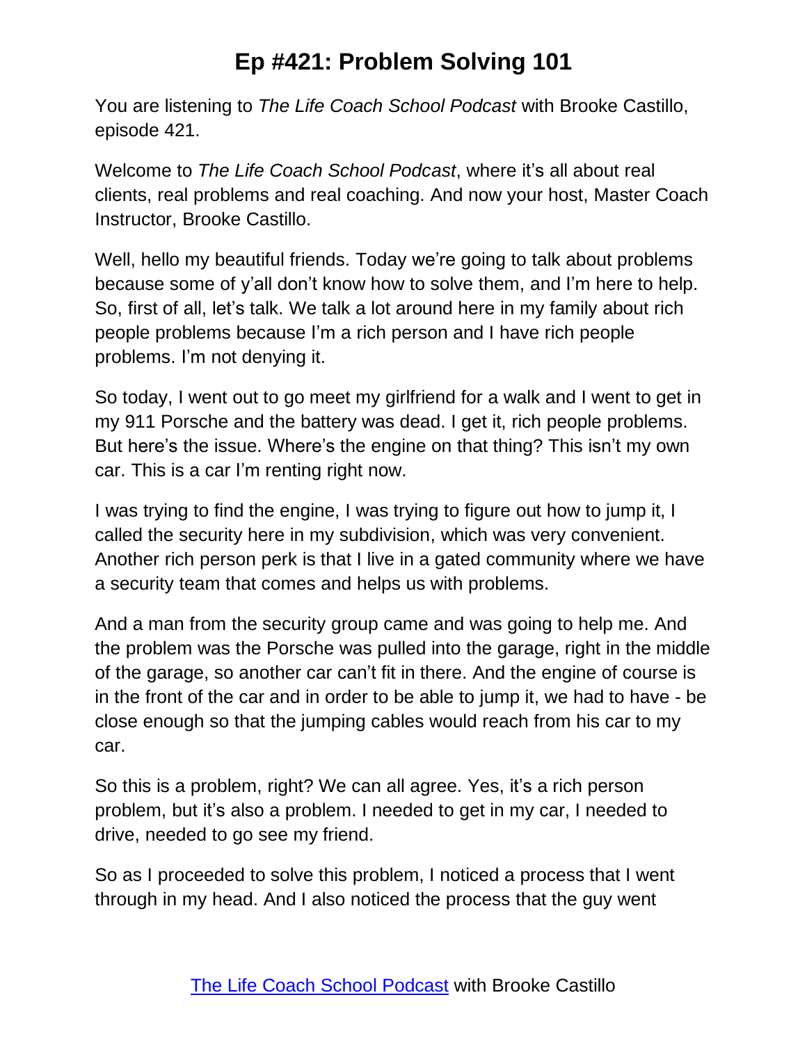# Ep #421: Problem Solving 101

You are listening to *The Life Coach School Podcast* with Brooke Castillo, episode 421.

Welcome to *The Life Coach School Podcast*, where it's all about real clients, real problems and real coaching. And now your host, Master Coach Instructor, Brooke Castillo.

Well, hello my beautiful friends. Today we're going to talk about problems because some of y'all don't know how to solve them, and I'm here to help. So, first of all, let's talk. We talk a lot around here in my family about rich people problems because I'm a rich person and I have rich people problems. I'm not denying it.

So today, I went out to go meet my girlfriend for a walk and I went to get in my 911 Porsche and the battery was dead. I get it, rich people problems. But here's the issue. Where's the engine on that thing? This isn't my own car. This is a car I'm renting right now.

I was trying to find the engine, I was trying to figure out how to jump it, I called the security here in my subdivision, which was very convenient. Another rich person perk is that I live in a gated community where we have a security team that comes and helps us with problems.

And a man from the security group came and was going to help me. And the problem was the Porsche was pulled into the garage, right in the middle of the garage, so another car can't fit in there. And the engine of course is in the front of the car and in order to be able to jump it, we had to have - be close enough so that the jumping cables would reach from his car to my car.

So this is a problem, right? We can all agree. Yes, it's a rich person problem, but it's also a problem. I needed to get in my car, I needed to drive, needed to go see my friend.

So as I proceeded to solve this problem, I noticed a process that I went through in my head. And I also noticed the process that the guy went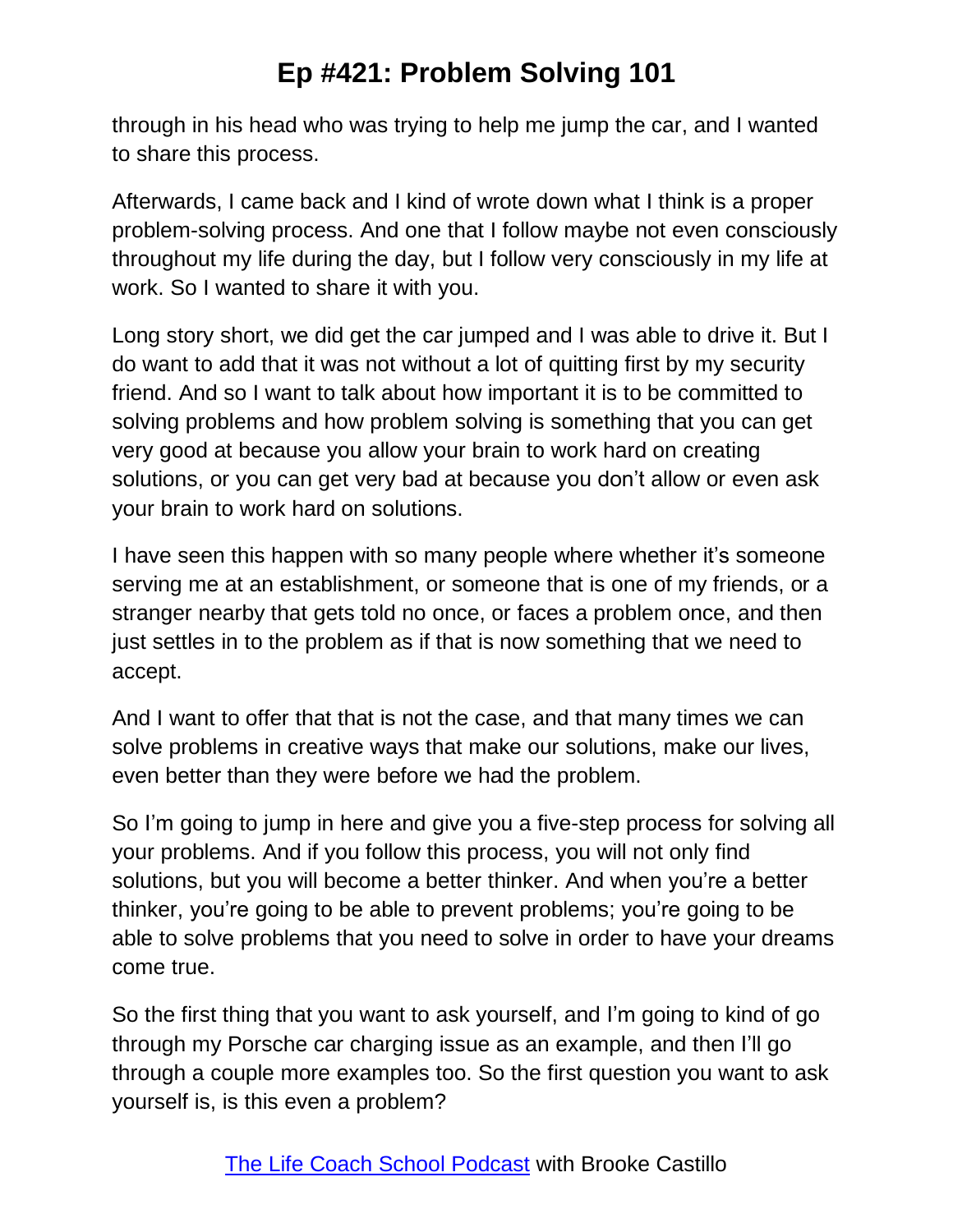through in his head who was trying to help me jump the car, and I wanted to share this process.

Afterwards, I came back and I kind of wrote down what I think is a proper problem-solving process. And one that I follow maybe not even consciously throughout my life during the day, but I follow very consciously in my life at work. So I wanted to share it with you.

Long story short, we did get the car jumped and I was able to drive it. But I do want to add that it was not without a lot of quitting first by my security friend. And so I want to talk about how important it is to be committed to solving problems and how problem solving is something that you can get very good at because you allow your brain to work hard on creating solutions, or you can get very bad at because you don't allow or even ask your brain to work hard on solutions.

I have seen this happen with so many people where whether it's someone serving me at an establishment, or someone that is one of my friends, or a stranger nearby that gets told no once, or faces a problem once, and then just settles in to the problem as if that is now something that we need to accept.

And I want to offer that that is not the case, and that many times we can solve problems in creative ways that make our solutions, make our lives, even better than they were before we had the problem.

So I'm going to jump in here and give you a five-step process for solving all your problems. And if you follow this process, you will not only find solutions, but you will become a better thinker. And when you're a better thinker, you're going to be able to prevent problems; you're going to be able to solve problems that you need to solve in order to have your dreams come true.

So the first thing that you want to ask yourself, and I'm going to kind of go through my Porsche car charging issue as an example, and then I'll go through a couple more examples too. So the first question you want to ask yourself is, is this even a problem?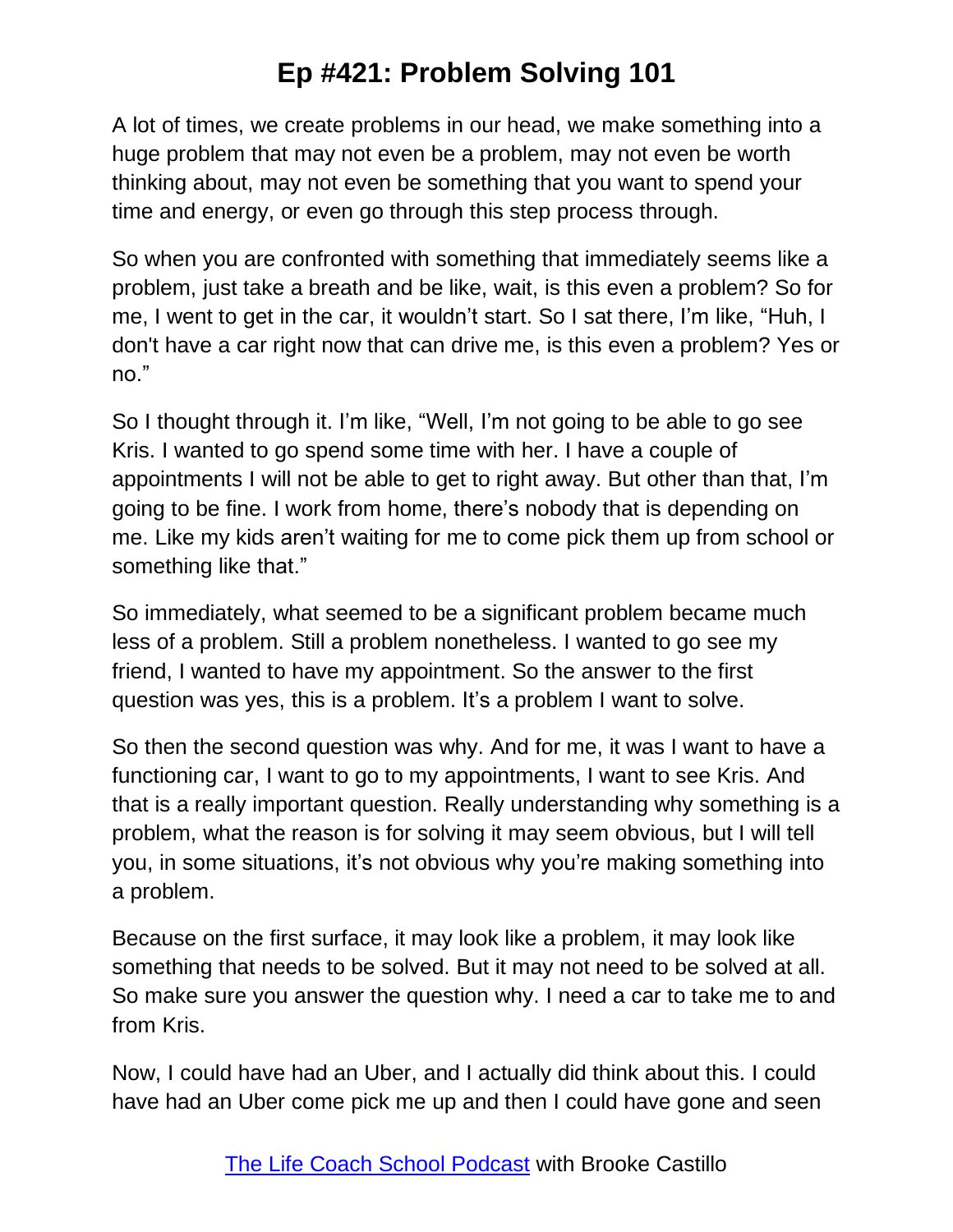A lot of times, we create problems in our head, we make something into a huge problem that may not even be a problem, may not even be worth thinking about, may not even be something that you want to spend your time and energy, or even go through this step process through.

So when you are confronted with something that immediately seems like a problem, just take a breath and be like, wait, is this even a problem? So for me, I went to get in the car, it wouldn't start. So I sat there, I'm like, "Huh, I don't have a car right now that can drive me, is this even a problem? Yes or no."

So I thought through it. I'm like, "Well, I'm not going to be able to go see Kris. I wanted to go spend some time with her. I have a couple of appointments I will not be able to get to right away. But other than that, I'm going to be fine. I work from home, there's nobody that is depending on me. Like my kids aren't waiting for me to come pick them up from school or something like that."

So immediately, what seemed to be a significant problem became much less of a problem. Still a problem nonetheless. I wanted to go see my friend, I wanted to have my appointment. So the answer to the first question was yes, this is a problem. It's a problem I want to solve.

So then the second question was why. And for me, it was I want to have a functioning car, I want to go to my appointments, I want to see Kris. And that is a really important question. Really understanding why something is a problem, what the reason is for solving it may seem obvious, but I will tell you, in some situations, it's not obvious why you're making something into a problem.

Because on the first surface, it may look like a problem, it may look like something that needs to be solved. But it may not need to be solved at all. So make sure you answer the question why. I need a car to take me to and from Kris.

Now, I could have had an Uber, and I actually did think about this. I could have had an Uber come pick me up and then I could have gone and seen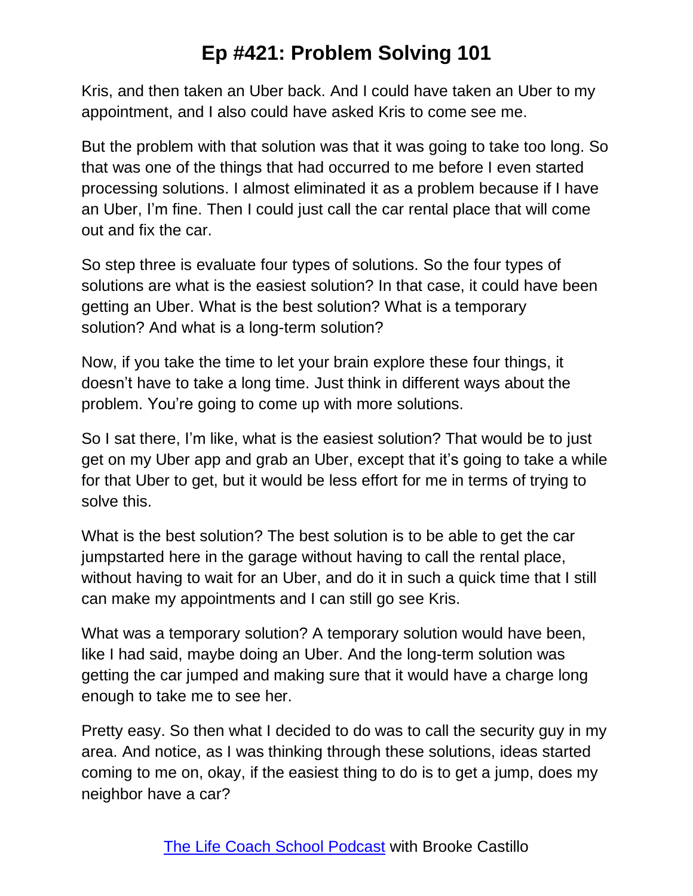Kris, and then taken an Uber back. And I could have taken an Uber to my appointment, and I also could have asked Kris to come see me.

But the problem with that solution was that it was going to take too long. So that was one of the things that had occurred to me before I even started processing solutions. I almost eliminated it as a problem because if I have an Uber, I'm fine. Then I could just call the car rental place that will come out and fix the car.

So step three is evaluate four types of solutions. So the four types of solutions are what is the easiest solution? In that case, it could have been getting an Uber. What is the best solution? What is a temporary solution? And what is a long-term solution?

Now, if you take the time to let your brain explore these four things, it doesn't have to take a long time. Just think in different ways about the problem. You're going to come up with more solutions.

So I sat there, I'm like, what is the easiest solution? That would be to just get on my Uber app and grab an Uber, except that it's going to take a while for that Uber to get, but it would be less effort for me in terms of trying to solve this.

What is the best solution? The best solution is to be able to get the car jumpstarted here in the garage without having to call the rental place, without having to wait for an Uber, and do it in such a quick time that I still can make my appointments and I can still go see Kris.

What was a temporary solution? A temporary solution would have been, like I had said, maybe doing an Uber. And the long-term solution was getting the car jumped and making sure that it would have a charge long enough to take me to see her.

Pretty easy. So then what I decided to do was to call the security guy in my area. And notice, as I was thinking through these solutions, ideas started coming to me on, okay, if the easiest thing to do is to get a jump, does my neighbor have a car?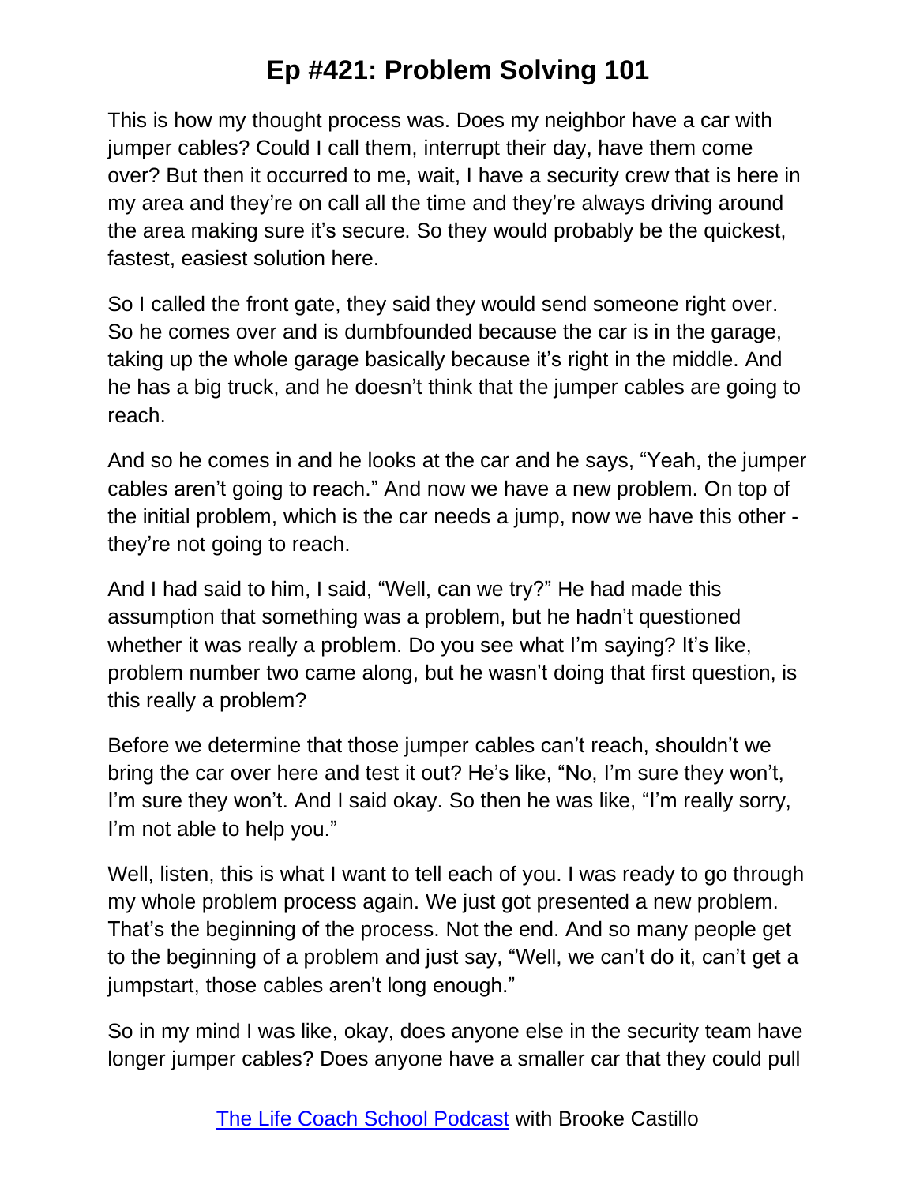This is how my thought process was. Does my neighbor have a car with jumper cables? Could I call them, interrupt their day, have them come over? But then it occurred to me, wait, I have a security crew that is here in my area and they're on call all the time and they're always driving around the area making sure it's secure. So they would probably be the quickest, fastest, easiest solution here.

So I called the front gate, they said they would send someone right over. So he comes over and is dumbfounded because the car is in the garage, taking up the whole garage basically because it's right in the middle. And he has a big truck, and he doesn't think that the jumper cables are going to reach.

And so he comes in and he looks at the car and he says, "Yeah, the jumper cables aren't going to reach." And now we have a new problem. On top of the initial problem, which is the car needs a jump, now we have this other - they're not going to reach.

And I had said to him, I said, "Well, can we try?" He had made this assumption that something was a problem, but he hadn't questioned whether it was really a problem. Do you see what I'm saying? It's like, problem number two came along, but he wasn't doing that first question, is this really a problem?

Before we determine that those jumper cables can't reach, shouldn't we bring the car over here and test it out? He's like, "No, I'm sure they won't, I'm sure they won't. And I said okay. So then he was like, "I'm really sorry, I'm not able to help you."

Well, listen, this is what I want to tell each of you. I was ready to go through my whole problem process again. We just got presented a new problem. That's the beginning of the process. Not the end. And so many people get to the beginning of a problem and just say, "Well, we can't do it, can't get a jumpstart, those cables aren't long enough."

So in my mind I was like, okay, does anyone else in the security team have longer jumper cables? Does anyone have a smaller car that they could pull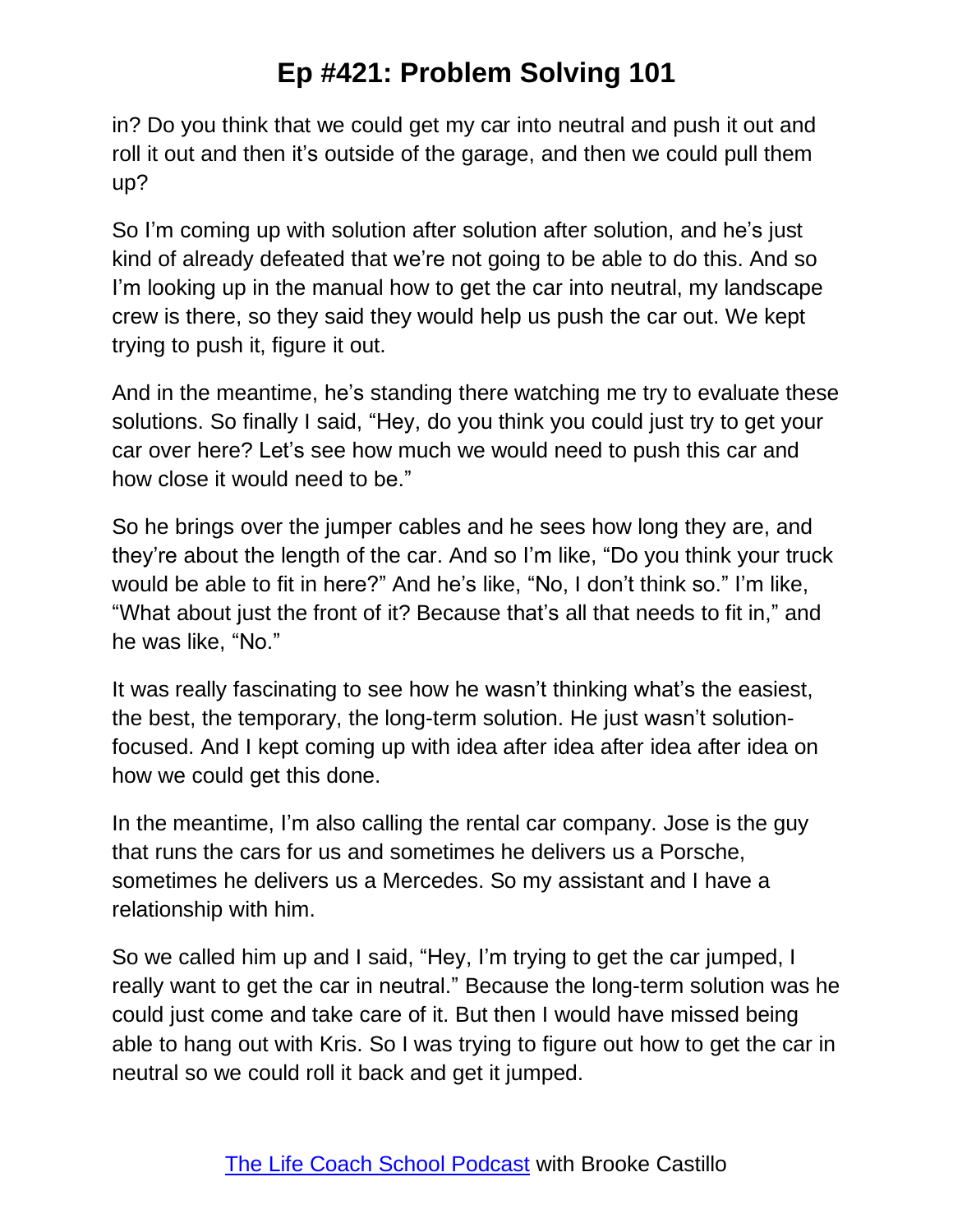in? Do you think that we could get my car into neutral and push it out and roll it out and then it's outside of the garage, and then we could pull them up?

So I'm coming up with solution after solution after solution, and he's just kind of already defeated that we're not going to be able to do this. And so I'm looking up in the manual how to get the car into neutral, my landscape crew is there, so they said they would help us push the car out. We kept trying to push it, figure it out.

And in the meantime, he's standing there watching me try to evaluate these solutions. So finally I said, "Hey, do you think you could just try to get your car over here? Let's see how much we would need to push this car and how close it would need to be."

So he brings over the jumper cables and he sees how long they are, and they're about the length of the car. And so I'm like, "Do you think your truck would be able to fit in here?" And he's like, "No, I don't think so." I'm like, "What about just the front of it? Because that's all that needs to fit in," and he was like, "No."

It was really fascinating to see how he wasn't thinking what's the easiest, the best, the temporary, the long-term solution. He just wasn't solution-focused. And I kept coming up with idea after idea after idea after idea on how we could get this done.

In the meantime, I'm also calling the rental car company. Jose is the guy that runs the cars for us and sometimes he delivers us a Porsche, sometimes he delivers us a Mercedes. So my assistant and I have a relationship with him.

So we called him up and I said, "Hey, I'm trying to get the car jumped, I really want to get the car in neutral." Because the long-term solution was he could just come and take care of it. But then I would have missed being able to hang out with Kris. So I was trying to figure out how to get the car in neutral so we could roll it back and get it jumped.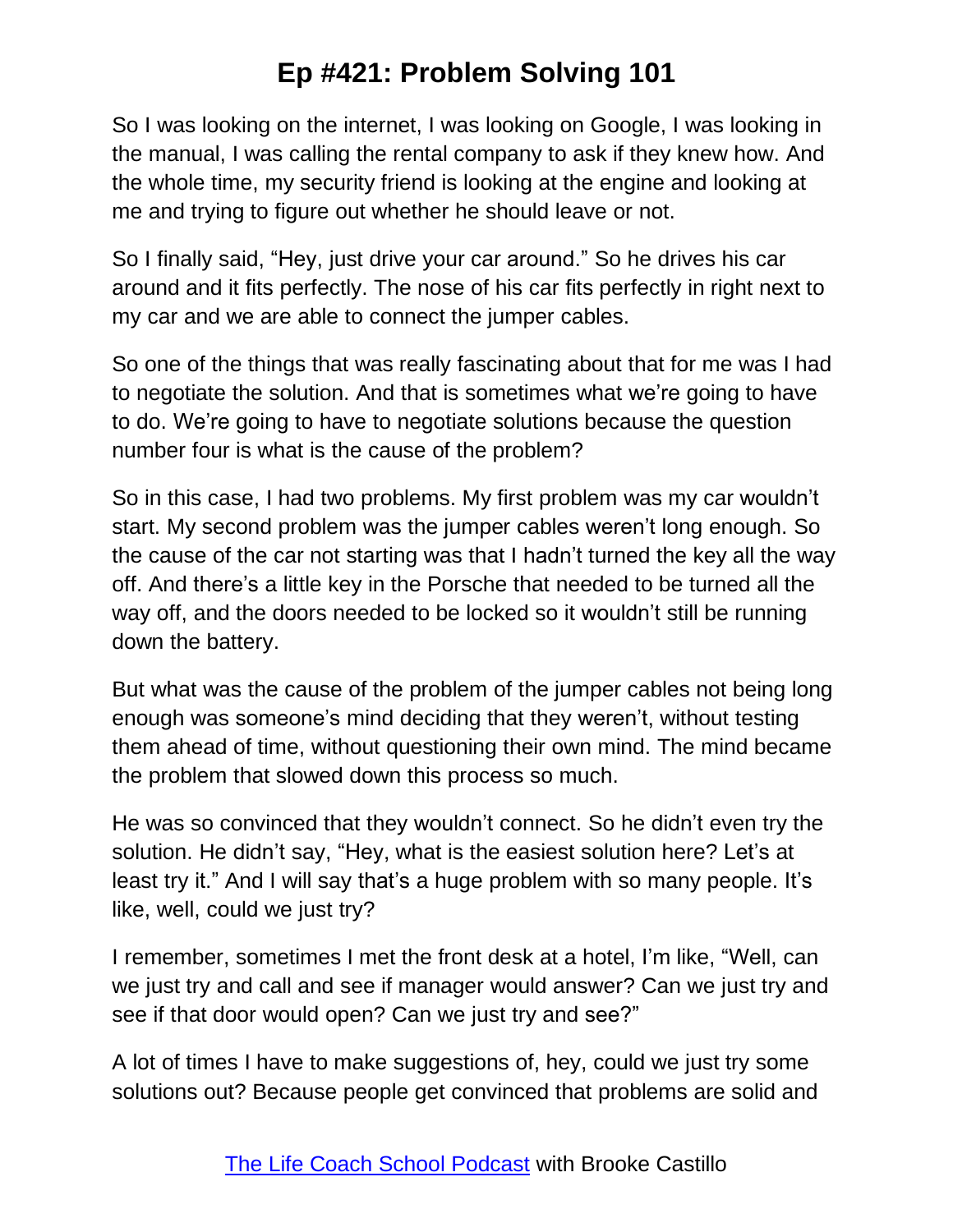So I was looking on the internet, I was looking on Google, I was looking in the manual, I was calling the rental company to ask if they knew how. And the whole time, my security friend is looking at the engine and looking at me and trying to figure out whether he should leave or not.

So I finally said, "Hey, just drive your car around." So he drives his car around and it fits perfectly. The nose of his car fits perfectly in right next to my car and we are able to connect the jumper cables.

So one of the things that was really fascinating about that for me was I had to negotiate the solution. And that is sometimes what we're going to have to do. We're going to have to negotiate solutions because the question number four is what is the cause of the problem?

So in this case, I had two problems. My first problem was my car wouldn't start. My second problem was the jumper cables weren't long enough. So the cause of the car not starting was that I hadn't turned the key all the way off. And there's a little key in the Porsche that needed to be turned all the way off, and the doors needed to be locked so it wouldn't still be running down the battery.

But what was the cause of the problem of the jumper cables not being long enough was someone's mind deciding that they weren't, without testing them ahead of time, without questioning their own mind. The mind became the problem that slowed down this process so much.

He was so convinced that they wouldn't connect. So he didn't even try the solution. He didn't say, "Hey, what is the easiest solution here? Let's at least try it." And I will say that's a huge problem with so many people. It's like, well, could we just try?

I remember, sometimes I met the front desk at a hotel, I'm like, "Well, can we just try and call and see if manager would answer? Can we just try and see if that door would open? Can we just try and see?"

A lot of times I have to make suggestions of, hey, could we just try some solutions out? Because people get convinced that problems are solid and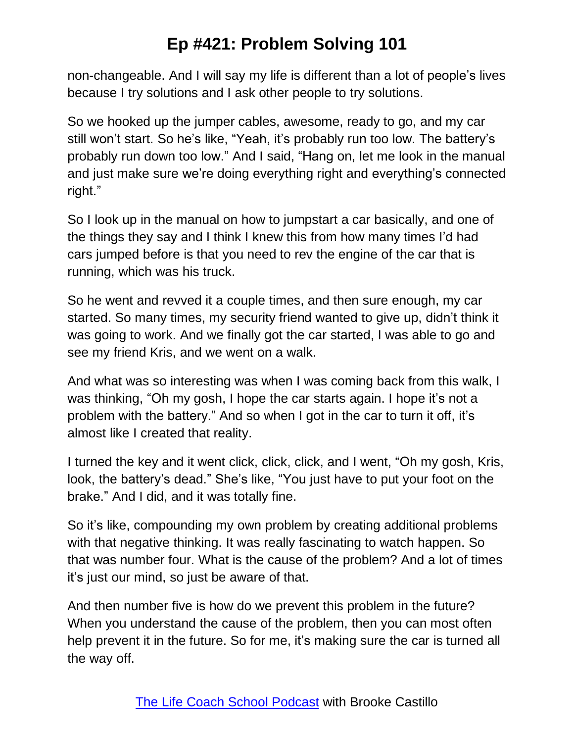non-changeable. And I will say my life is different than a lot of people's lives because I try solutions and I ask other people to try solutions.

So we hooked up the jumper cables, awesome, ready to go, and my car still won't start. So he's like, "Yeah, it's probably run too low. The battery's probably run down too low." And I said, "Hang on, let me look in the manual and just make sure we're doing everything right and everything's connected right."

So I look up in the manual on how to jumpstart a car basically, and one of the things they say and I think I knew this from how many times I'd had cars jumped before is that you need to rev the engine of the car that is running, which was his truck.

So he went and revved it a couple times, and then sure enough, my car started. So many times, my security friend wanted to give up, didn't think it was going to work. And we finally got the car started, I was able to go and see my friend Kris, and we went on a walk.

And what was so interesting was when I was coming back from this walk, I was thinking, "Oh my gosh, I hope the car starts again. I hope it's not a problem with the battery." And so when I got in the car to turn it off, it's almost like I created that reality.

I turned the key and it went click, click, click, and I went, "Oh my gosh, Kris, look, the battery's dead." She's like, "You just have to put your foot on the brake." And I did, and it was totally fine.

So it's like, compounding my own problem by creating additional problems with that negative thinking. It was really fascinating to watch happen. So that was number four. What is the cause of the problem? And a lot of times it's just our mind, so just be aware of that.

And then number five is how do we prevent this problem in the future? When you understand the cause of the problem, then you can most often help prevent it in the future. So for me, it's making sure the car is turned all the way off.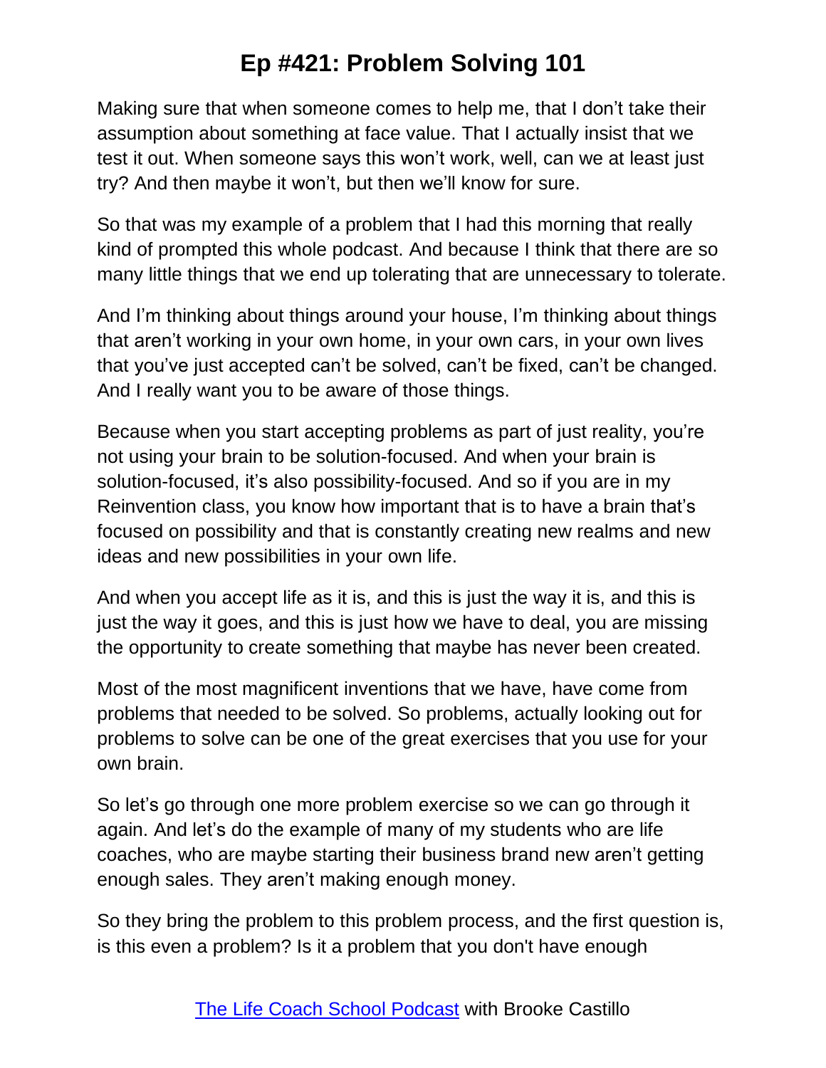Making sure that when someone comes to help me, that I don't take their assumption about something at face value. That I actually insist that we test it out. When someone says this won't work, well, can we at least just try? And then maybe it won't, but then we'll know for sure.

So that was my example of a problem that I had this morning that really kind of prompted this whole podcast. And because I think that there are so many little things that we end up tolerating that are unnecessary to tolerate.

And I'm thinking about things around your house, I'm thinking about things that aren't working in your own home, in your own cars, in your own lives that you've just accepted can't be solved, can't be fixed, can't be changed. And I really want you to be aware of those things.

Because when you start accepting problems as part of just reality, you're not using your brain to be solution-focused. And when your brain is solution-focused, it's also possibility-focused. And so if you are in my Reinvention class, you know how important that is to have a brain that's focused on possibility and that is constantly creating new realms and new ideas and new possibilities in your own life.

And when you accept life as it is, and this is just the way it is, and this is just the way it goes, and this is just how we have to deal, you are missing the opportunity to create something that maybe has never been created.

Most of the most magnificent inventions that we have, have come from problems that needed to be solved. So problems, actually looking out for problems to solve can be one of the great exercises that you use for your own brain.

So let's go through one more problem exercise so we can go through it again. And let's do the example of many of my students who are life coaches, who are maybe starting their business brand new aren't getting enough sales. They aren't making enough money.

So they bring the problem to this problem process, and the first question is, is this even a problem? Is it a problem that you don't have enough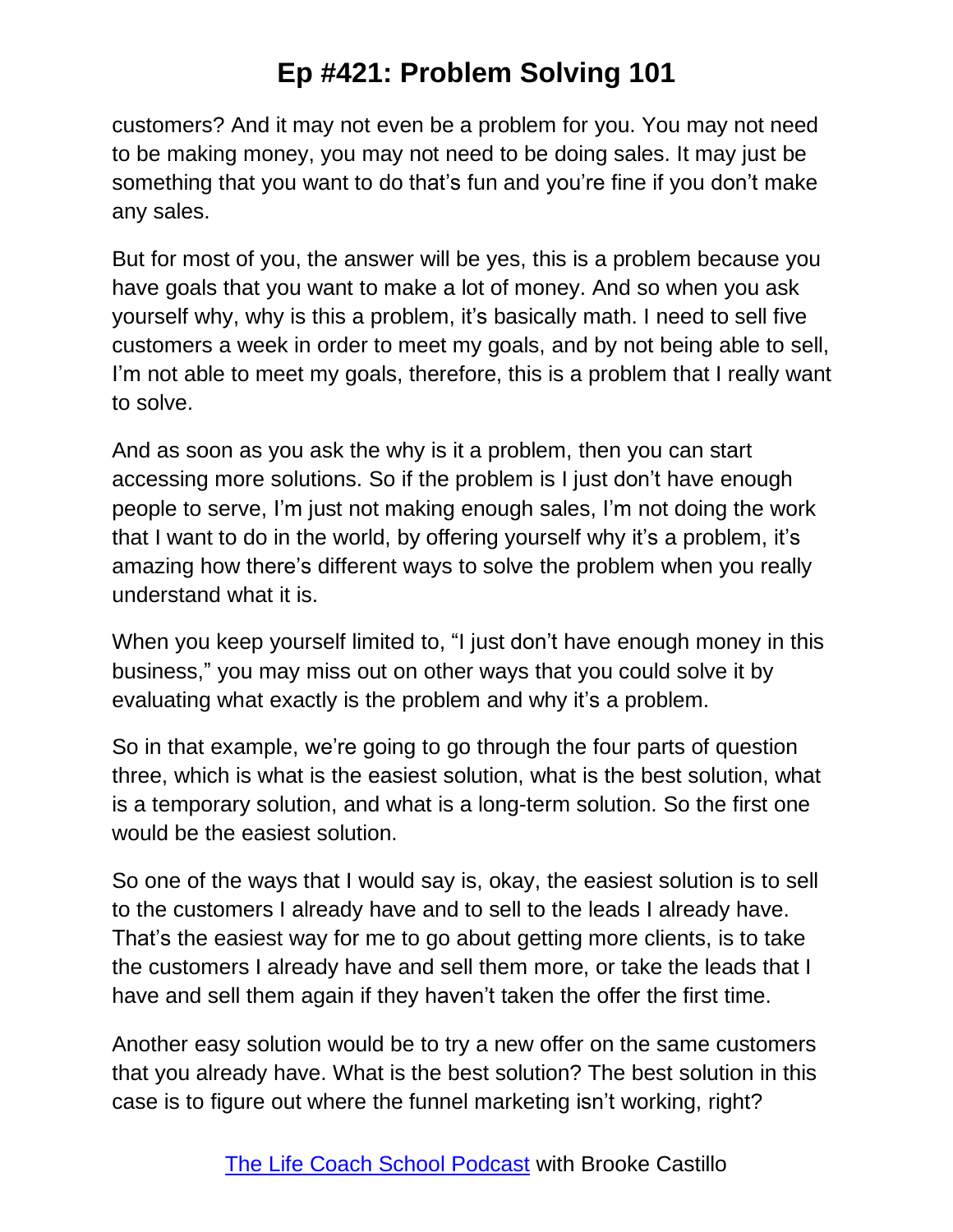customers? And it may not even be a problem for you. You may not need to be making money, you may not need to be doing sales. It may just be something that you want to do that's fun and you're fine if you don't make any sales.

But for most of you, the answer will be yes, this is a problem because you have goals that you want to make a lot of money. And so when you ask yourself why, why is this a problem, it's basically math. I need to sell five customers a week in order to meet my goals, and by not being able to sell, I'm not able to meet my goals, therefore, this is a problem that I really want to solve.

And as soon as you ask the why is it a problem, then you can start accessing more solutions. So if the problem is I just don't have enough people to serve, I'm just not making enough sales, I'm not doing the work that I want to do in the world, by offering yourself why it's a problem, it's amazing how there's different ways to solve the problem when you really understand what it is.

When you keep yourself limited to, "I just don't have enough money in this business," you may miss out on other ways that you could solve it by evaluating what exactly is the problem and why it's a problem.

So in that example, we're going to go through the four parts of question three, which is what is the easiest solution, what is the best solution, what is a temporary solution, and what is a long-term solution. So the first one would be the easiest solution.

So one of the ways that I would say is, okay, the easiest solution is to sell to the customers I already have and to sell to the leads I already have. That's the easiest way for me to go about getting more clients, is to take the customers I already have and sell them more, or take the leads that I have and sell them again if they haven't taken the offer the first time.

Another easy solution would be to try a new offer on the same customers that you already have. What is the best solution? The best solution in this case is to figure out where the funnel marketing isn't working, right?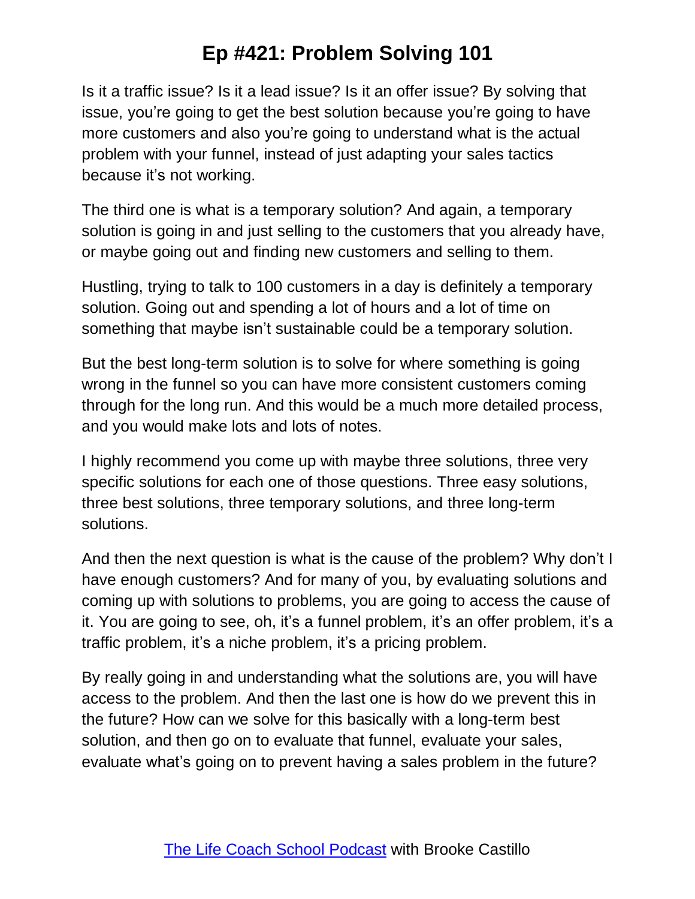Is it a traffic issue? Is it a lead issue? Is it an offer issue? By solving that issue, you're going to get the best solution because you're going to have more customers and also you're going to understand what is the actual problem with your funnel, instead of just adapting your sales tactics because it's not working.

The third one is what is a temporary solution? And again, a temporary solution is going in and just selling to the customers that you already have, or maybe going out and finding new customers and selling to them.

Hustling, trying to talk to 100 customers in a day is definitely a temporary solution. Going out and spending a lot of hours and a lot of time on something that maybe isn't sustainable could be a temporary solution.

But the best long-term solution is to solve for where something is going wrong in the funnel so you can have more consistent customers coming through for the long run. And this would be a much more detailed process, and you would make lots and lots of notes.

I highly recommend you come up with maybe three solutions, three very specific solutions for each one of those questions. Three easy solutions, three best solutions, three temporary solutions, and three long-term solutions.

And then the next question is what is the cause of the problem? Why don't I have enough customers? And for many of you, by evaluating solutions and coming up with solutions to problems, you are going to access the cause of it. You are going to see, oh, it's a funnel problem, it's an offer problem, it's a traffic problem, it's a niche problem, it's a pricing problem.

By really going in and understanding what the solutions are, you will have access to the problem. And then the last one is how do we prevent this in the future? How can we solve for this basically with a long-term best solution, and then go on to evaluate that funnel, evaluate your sales, evaluate what's going on to prevent having a sales problem in the future?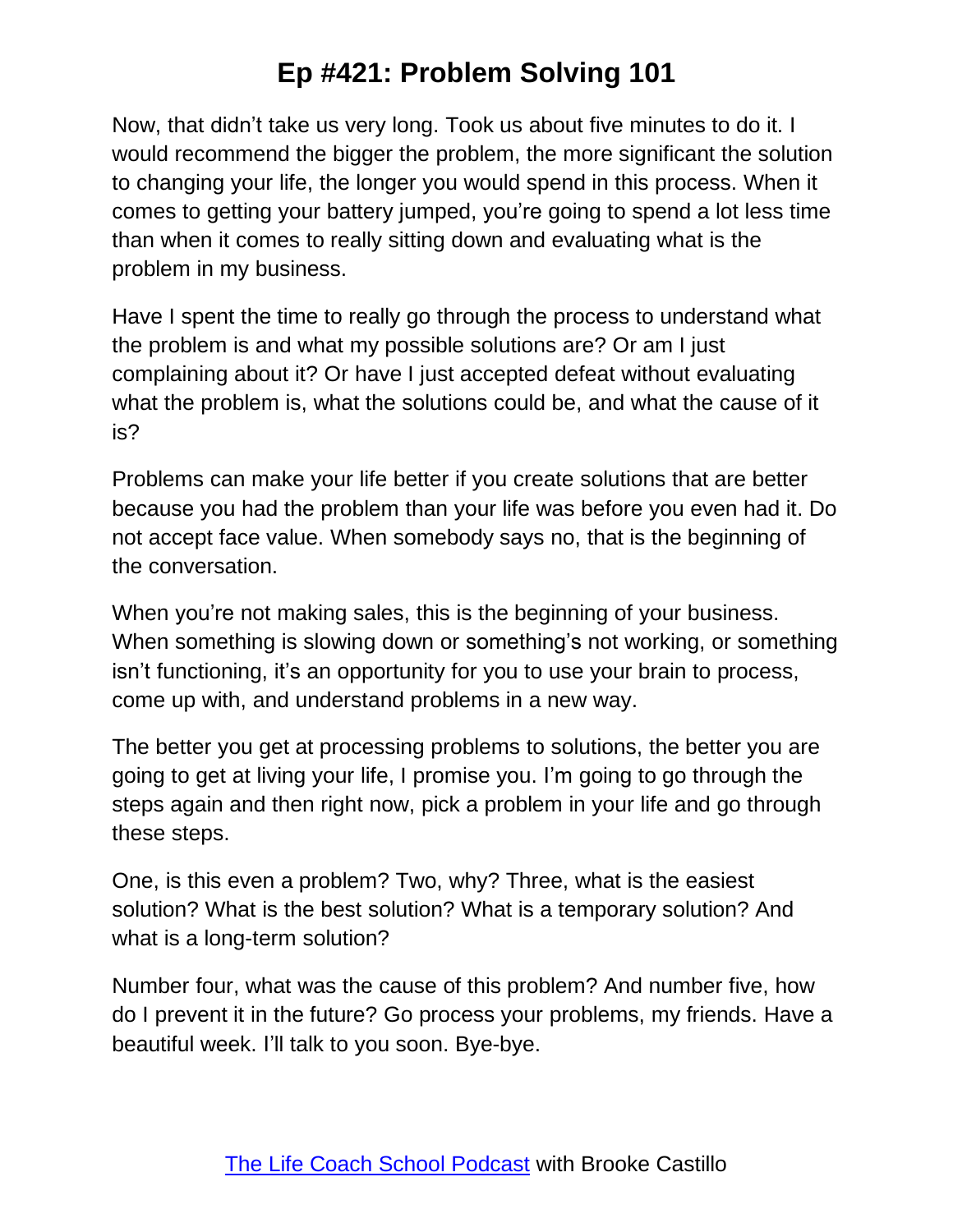Now, that didn't take us very long. Took us about five minutes to do it. I would recommend the bigger the problem, the more significant the solution to changing your life, the longer you would spend in this process. When it comes to getting your battery jumped, you're going to spend a lot less time than when it comes to really sitting down and evaluating what is the problem in my business.

Have I spent the time to really go through the process to understand what the problem is and what my possible solutions are? Or am I just complaining about it? Or have I just accepted defeat without evaluating what the problem is, what the solutions could be, and what the cause of it is?

Problems can make your life better if you create solutions that are better because you had the problem than your life was before you even had it. Do not accept face value. When somebody says no, that is the beginning of the conversation.

When you're not making sales, this is the beginning of your business. When something is slowing down or something's not working, or something isn't functioning, it's an opportunity for you to use your brain to process, come up with, and understand problems in a new way.

The better you get at processing problems to solutions, the better you are going to get at living your life, I promise you. I'm going to go through the steps again and then right now, pick a problem in your life and go through these steps.

One, is this even a problem? Two, why? Three, what is the easiest solution? What is the best solution? What is a temporary solution? And what is a long-term solution?

Number four, what was the cause of this problem? And number five, how do I prevent it in the future? Go process your problems, my friends. Have a beautiful week. I'll talk to you soon. Bye-bye.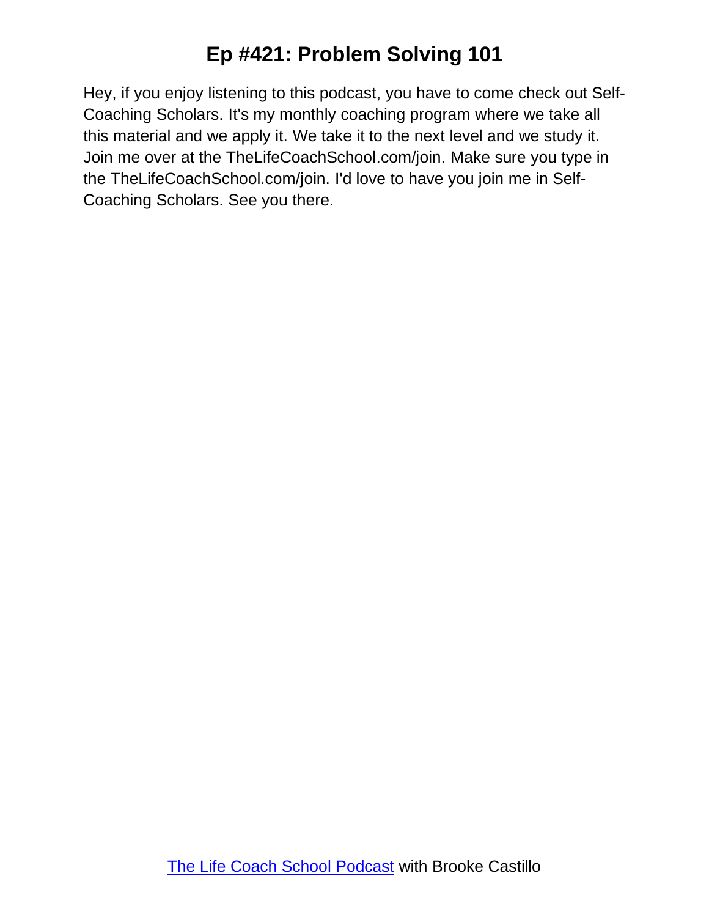Hey, if you enjoy listening to this podcast, you have to come check out Self-Coaching Scholars. It's my monthly coaching program where we take all this material and we apply it. We take it to the next level and we study it. Join me over at the TheLifeCoachSchool.com/join. Make sure you type in the TheLifeCoachSchool.com/join. I'd love to have you join me in Self-Coaching Scholars. See you there.